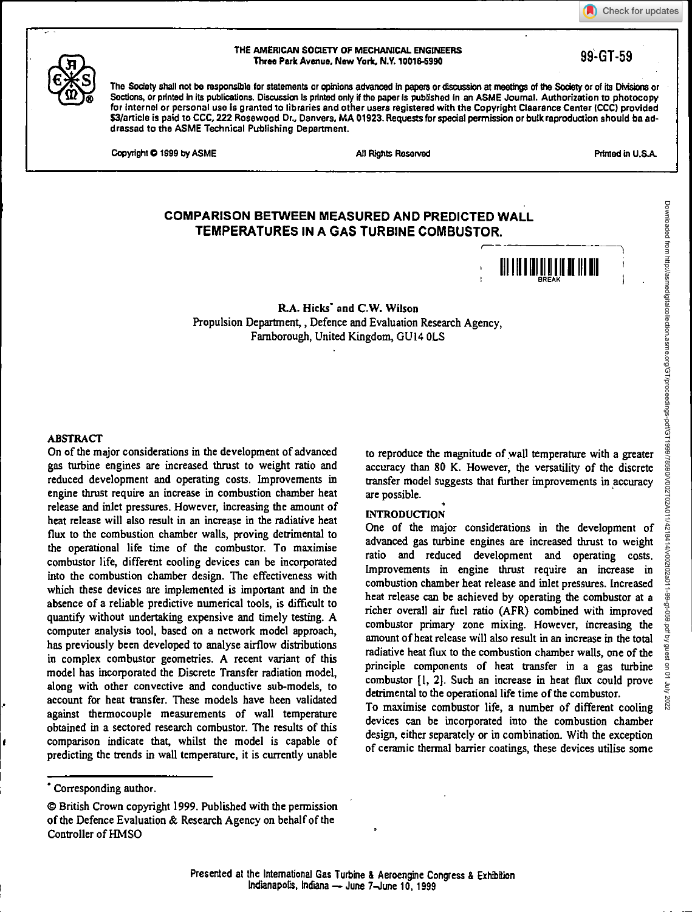THE AMERICAN SOCIETY OF MECHANICAL ENGINEERS
Three Park Avenue, New York, N.Y. 10016-5990

99-GT-59

The Society shall not be responsible for statements or opinions advanced in papers or discussion at meetings of the Society or of its Divisions or Sections, or printed in its publications. Discussion is printed only if the paper is published in an ASME Journal. Authorization to photocopy for internal or personal use is granted to libraries and other users registered with the Copyright Clearance Center (CCC) provided $3/article is paid to CCC, 222 Rosewood Dr., Danvers, MA 01923. Requests for special permission or bulk reproduction should be addressed to the ASME Technical Publishing Department.

Copyright © 1999 by ASME — All Rights Reserved — Printed in U.S.A.

# COMPARISON BETWEEN MEASURED AND PREDICTED WALL TEMPERATURES IN A GAS TURBINE COMBUSTOR.

**R.A. Hicks[*] and C.W. Wilson**
Propulsion Department, , Defence and Evaluation Research Agency,
Farnborough, United Kingdom, GU14 0LS

## ABSTRACT

On of the major considerations in the development of advanced gas turbine engines are increased thrust to weight ratio and reduced development and operating costs. Improvements in engine thrust require an increase in combustion chamber heat release and inlet pressures. However, increasing the amount of heat release will also result in an increase in the radiative heat flux to the combustion chamber walls, proving detrimental to the operational life time of the combustor. To maximise combustor life, different cooling devices can be incorporated into the combustion chamber design. The effectiveness with which these devices are implemented is important and in the absence of a reliable predictive numerical tools, is difficult to quantify without undertaking expensive and timely testing. A computer analysis tool, based on a network model approach, has previously been developed to analyse airflow distributions in complex combustor geometries. A recent variant of this model has incorporated the Discrete Transfer radiation model, along with other convective and conductive sub-models, to account for heat transfer. These models have been validated against thermocouple measurements of wall temperature obtained in a sectored research combustor. The results of this comparison indicate that, whilst the model is capable of predicting the trends in wall temperature, it is currently unable to reproduce the magnitude of wall temperature with a greater accuracy than 80 K. However, the versatility of the discrete transfer model suggests that further improvements in accuracy are possible.

## INTRODUCTION

One of the major considerations in the development of advanced gas turbine engines are increased thrust to weight ratio and reduced development and operating costs. Improvements in engine thrust require an increase in combustion chamber heat release and inlet pressures. Increased heat release can be achieved by operating the combustor at a richer overall air fuel ratio (AFR) combined with improved combustor primary zone mixing. However, increasing the amount of heat release will also result in an increase in the total radiative heat flux to the combustion chamber walls, one of the principle components of heat transfer in a gas turbine combustor [1, 2]. Such an increase in heat flux could prove detrimental to the operational life time of the combustor.

To maximise combustor life, a number of different cooling devices can be incorporated into the combustion chamber design, either separately or in combination. With the exception of ceramic thermal barrier coatings, these devices utilise some

[*] Corresponding author.

© British Crown copyright 1999. Published with the permission of the Defence Evaluation & Research Agency on behalf of the Controller of HMSO

Presented at the International Gas Turbine & Aeroengine Congress & Exhibition
Indianapolis, Indiana — June 7–June 10, 1999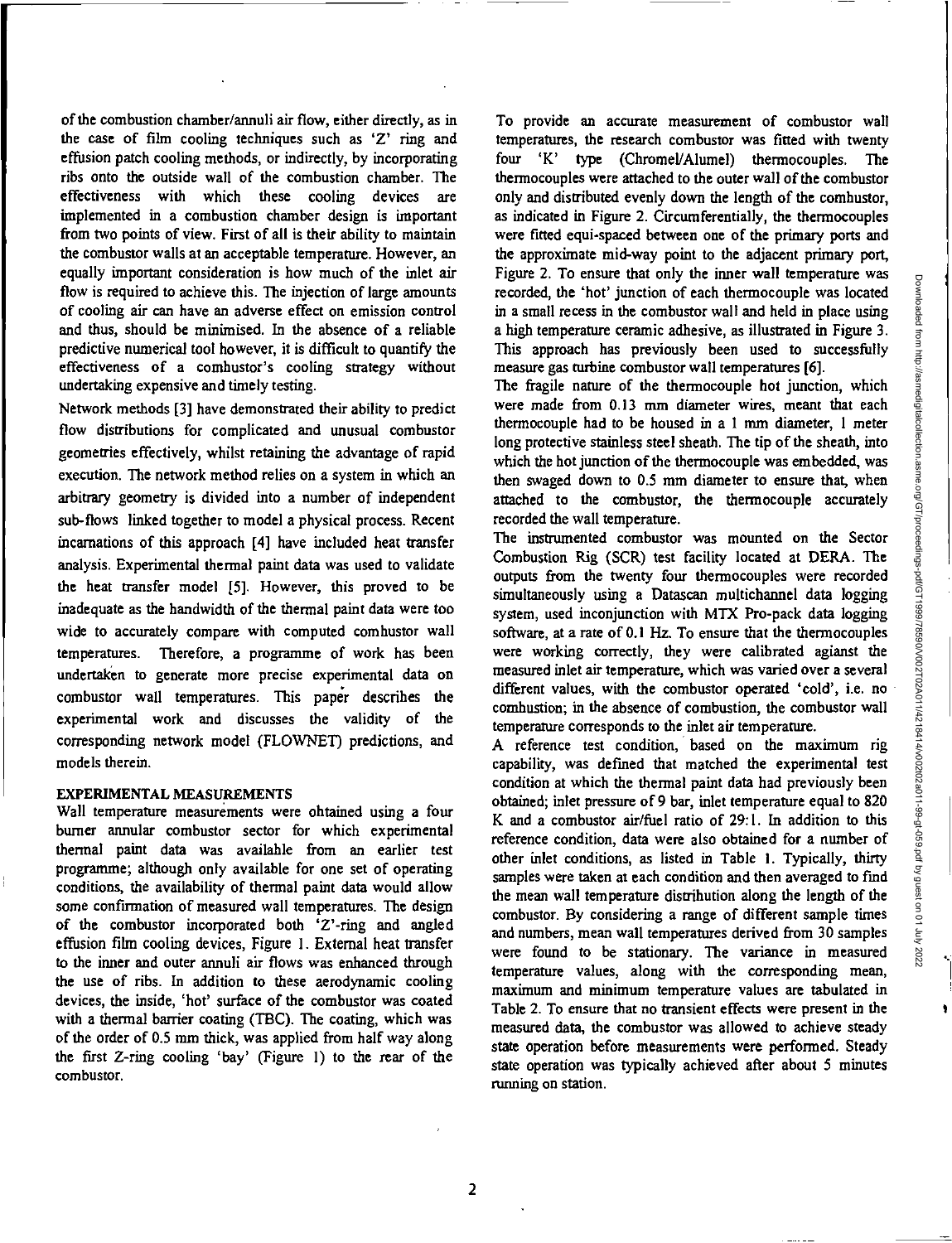of the combustion chamber/annuli air flow, either directly, as in the case of film cooling techniques such as 'Z' ring and effusion patch cooling methods, or indirectly, by incorporating ribs onto the outside wall of the combustion chamber. The effectiveness with which these cooling devices are implemented in a combustion chamber design is important from two points of view. First of all is their ability to maintain the combustor walls at an acceptable temperature. However, an equally important consideration is how much of the inlet air flow is required to achieve this. The injection of large amounts of cooling air can have an adverse effect on emission control and thus, should be minimised. In the absence of a reliable predictive numerical tool however, it is difficult to quantify the effectiveness of a combustor's cooling strategy without undertaking expensive and timely testing.

Network methods [3] have demonstrated their ability to predict flow distributions for complicated and unusual combustor geometries effectively, whilst retaining the advantage of rapid execution. The network method relies on a system in which an arbitrary geometry is divided into a number of independent sub-flows linked together to model a physical process. Recent incarnations of this approach [4] have included heat transfer analysis. Experimental thermal paint data was used to validate the heat transfer model [5]. However, this proved to be inadequate as the bandwidth of the thermal paint data were too wide to accurately compare with computed combustor wall temperatures. Therefore, a programme of work has been undertaken to generate more precise experimental data on combustor wall temperatures. This paper describes the experimental work and discusses the validity of the corresponding network model (FLOWNET) predictions, and models therein.

## EXPERIMENTAL MEASUREMENTS

Wall temperature measurements were obtained using a four burner annular combustor sector for which experimental thermal paint data was available from an earlier test programme; although only available for one set of operating conditions, the availability of thermal paint data would allow some confirmation of measured wall temperatures. The design of the combustor incorporated both 'Z'-ring and angled effusion film cooling devices, Figure 1. External heat transfer to the inner and outer annuli air flows was enhanced through the use of ribs. In addition to these aerodynamic cooling devices, the inside, 'hot' surface of the combustor was coated with a thermal barrier coating (TBC). The coating, which was of the order of 0.5 mm thick, was applied from half way along the first Z-ring cooling 'bay' (Figure 1) to the rear of the combustor.

To provide an accurate measurement of combustor wall temperatures, the research combustor was fitted with twenty four 'K' type (Chromel/Alumel) thermocouples. The thermocouples were attached to the outer wall of the combustor only and distributed evenly down the length of the combustor, as indicated in Figure 2. Circumferentially, the thermocouples were fitted equi-spaced between one of the primary ports and the approximate mid-way point to the adjacent primary port, Figure 2. To ensure that only the inner wall temperature was recorded, the 'hot' junction of each thermocouple was located in a small recess in the combustor wall and held in place using a high temperature ceramic adhesive, as illustrated in Figure 3. This approach has previously been used to successfully measure gas turbine combustor wall temperatures [6].

The fragile nature of the thermocouple hot junction, which were made from 0.13 mm diameter wires, meant that each thermocouple had to be housed in a 1 mm diameter, 1 meter long protective stainless steel sheath. The tip of the sheath, into which the hot junction of the thermocouple was embedded, was then swaged down to 0.5 mm diameter to ensure that, when attached to the combustor, the thermocouple accurately recorded the wall temperature.

The instrumented combustor was mounted on the Sector Combustion Rig (SCR) test facility located at DERA. The outputs from the twenty four thermocouples were recorded simultaneously using a Datascan multichannel data logging system, used inconjunction with MTX Pro-pack data logging software, at a rate of 0.1 Hz. To ensure that the thermocouples were working correctly, they were calibrated agianst the measured inlet air temperature, which was varied over a several different values, with the combustor operated 'cold', i.e. no combustion; in the absence of combustion, the combustor wall temperature corresponds to the inlet air temperature.

A reference test condition, based on the maximum rig capability, was defined that matched the experimental test condition at which the thermal paint data had previously been obtained; inlet pressure of 9 bar, inlet temperature equal to 820 K and a combustor air/fuel ratio of 29:1. In addition to this reference condition, data were also obtained for a number of other inlet conditions, as listed in Table 1. Typically, thirty samples were taken at each condition and then averaged to find the mean wall temperature distribution along the length of the combustor. By considering a range of different sample times and numbers, mean wall temperatures derived from 30 samples were found to be stationary. The variance in measured temperature values, along with the corresponding mean, maximum and minimum temperature values are tabulated in Table 2. To ensure that no transient effects were present in the measured data, the combustor was allowed to achieve steady state operation before measurements were performed. Steady state operation was typically achieved after about 5 minutes running on station.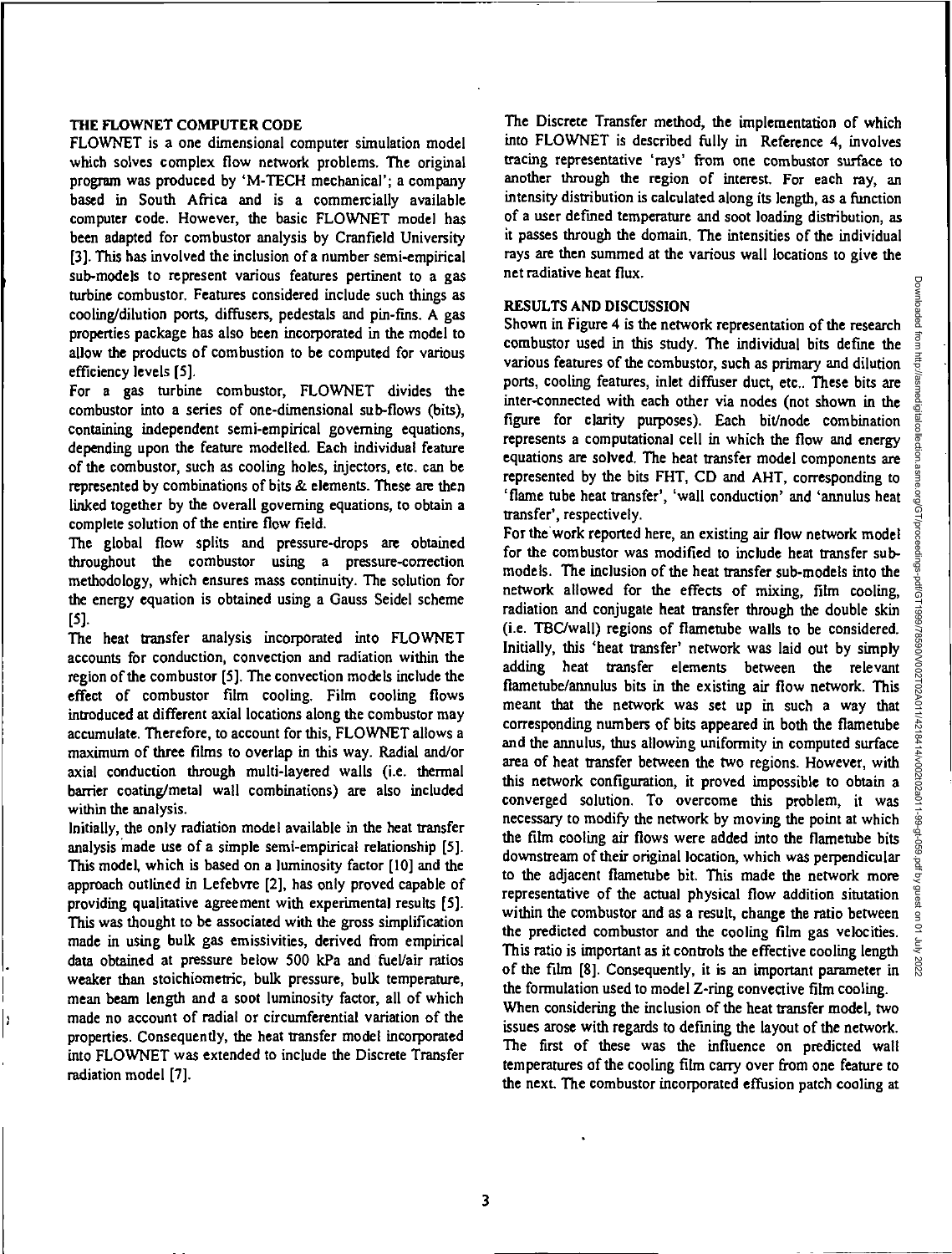## THE FLOWNET COMPUTER CODE

FLOWNET is a one dimensional computer simulation model which solves complex flow network problems. The original program was produced by 'M-TECH mechanical'; a company based in South Africa and is a commercially available computer code. However, the basic FLOWNET model has been adapted for combustor analysis by Cranfield University [3]. This has involved the inclusion of a number semi-empirical sub-models to represent various features pertinent to a gas turbine combustor. Features considered include such things as cooling/dilution ports, diffusers, pedestals and pin-fins. A gas properties package has also been incorporated in the model to allow the products of combustion to be computed for various efficiency levels [5].

For a gas turbine combustor, FLOWNET divides the combustor into a series of one-dimensional sub-flows (bits), containing independent semi-empirical governing equations, depending upon the feature modelled. Each individual feature of the combustor, such as cooling holes, injectors, etc. can be represented by combinations of bits & elements. These are then linked together by the overall governing equations, to obtain a complete solution of the entire flow field.

The global flow splits and pressure-drops are obtained throughout the combustor using a pressure-correction methodology, which ensures mass continuity. The solution for the energy equation is obtained using a Gauss Seidel scheme [5].

The heat transfer analysis incorporated into FLOWNET accounts for conduction, convection and radiation within the region of the combustor [5]. The convection models include the effect of combustor film cooling. Film cooling flows introduced at different axial locations along the combustor may accumulate. Therefore, to account for this, FLOWNET allows a maximum of three films to overlap in this way. Radial and/or axial conduction through multi-layered walls (i.e. thermal barrier coating/metal wall combinations) are also included within the analysis.

Initially, the only radiation model available in the heat transfer analysis made use of a simple semi-empirical relationship [5]. This model, which is based on a luminosity factor [10] and the approach outlined in Lefebvre [2], has only proved capable of providing qualitative agreement with experimental results [5]. This was thought to be associated with the gross simplification made in using bulk gas emissivities, derived from empirical data obtained at pressure below 500 kPa and fuel/air ratios weaker than stoichiometric, bulk pressure, bulk temperature, mean beam length and a soot luminosity factor, all of which made no account of radial or circumferential variation of the properties. Consequently, the heat transfer model incorporated into FLOWNET was extended to include the Discrete Transfer radiation model [7].

The Discrete Transfer method, the implementation of which into FLOWNET is described fully in Reference 4, involves tracing representative 'rays' from one combustor surface to another through the region of interest. For each ray, an intensity distribution is calculated along its length, as a function of a user defined temperature and soot loading distribution, as it passes through the domain. The intensities of the individual rays are then summed at the various wall locations to give the net radiative heat flux.

## RESULTS AND DISCUSSION

Shown in Figure 4 is the network representation of the research combustor used in this study. The individual bits define the various features of the combustor, such as primary and dilution ports, cooling features, inlet diffuser duct, etc.. These bits are inter-connected with each other via nodes (not shown in the figure for clarity purposes). Each bit/node combination represents a computational cell in which the flow and energy equations are solved. The heat transfer model components are represented by the bits FHT, CD and AHT, corresponding to 'flame tube heat transfer', 'wall conduction' and 'annulus heat transfer', respectively.

For the work reported here, an existing air flow network model for the combustor was modified to include heat transfer sub-models. The inclusion of the heat transfer sub-models into the network allowed for the effects of mixing, film cooling, radiation and conjugate heat transfer through the double skin (i.e. TBC/wall) regions of flametube walls to be considered. Initially, this 'heat transfer' network was laid out by simply adding heat transfer elements between the relevant flametube/annulus bits in the existing air flow network. This meant that the network was set up in such a way that corresponding numbers of bits appeared in both the flametube and the annulus, thus allowing uniformity in computed surface area of heat transfer between the two regions. However, with this network configuration, it proved impossible to obtain a converged solution. To overcome this problem, it was necessary to modify the network by moving the point at which the film cooling air flows were added into the flametube bits downstream of their original location, which was perpendicular to the adjacent flametube bit. This made the network more representative of the actual physical flow addition situation within the combustor and as a result, change the ratio between the predicted combustor and the cooling film gas velocities. This ratio is important as it controls the effective cooling length of the film [8]. Consequently, it is an important parameter in the formulation used to model Z-ring convective film cooling.

When considering the inclusion of the heat transfer model, two issues arose with regards to defining the layout of the network. The first of these was the influence on predicted wall temperatures of the cooling film carry over from one feature to the next. The combustor incorporated effusion patch cooling at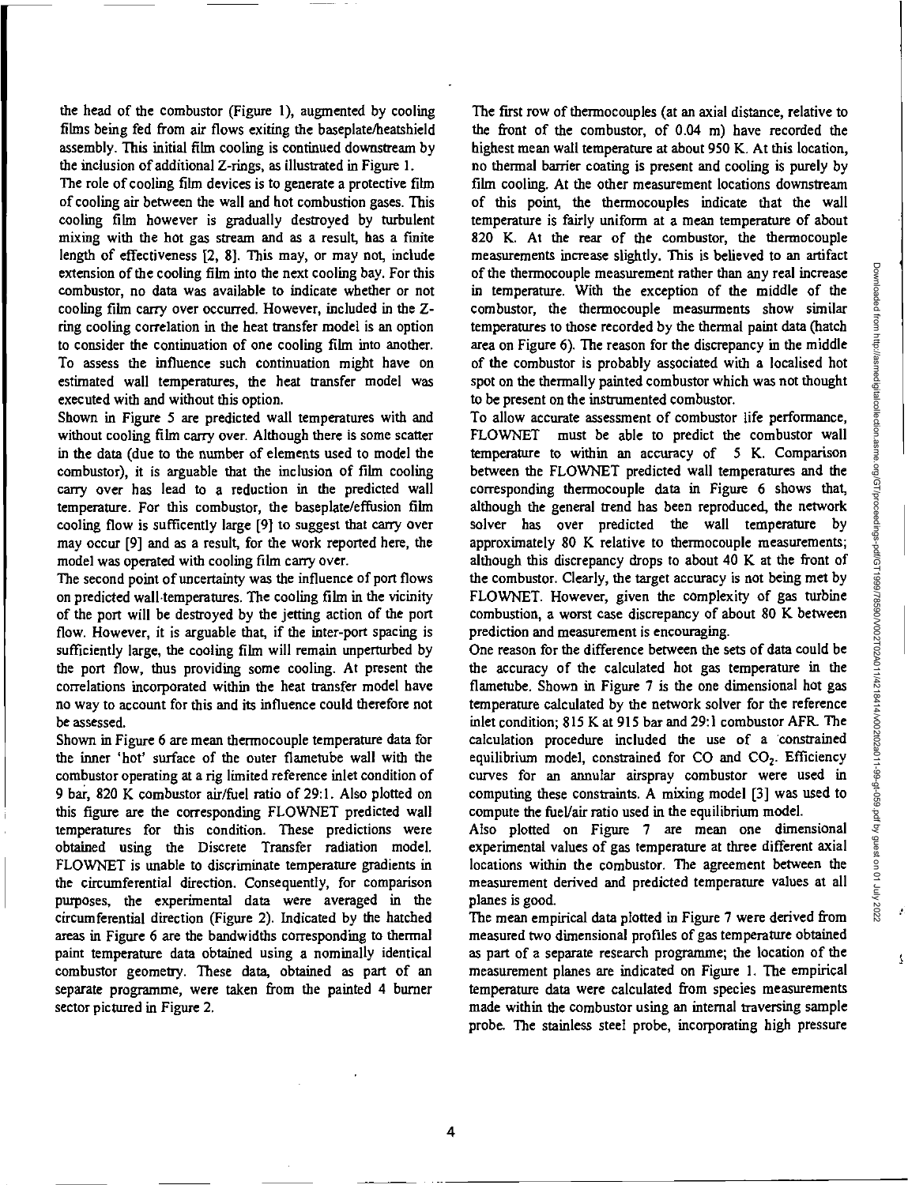the head of the combustor (Figure 1), augmented by cooling films being fed from air flows exiting the baseplate/heatshield assembly. This initial film cooling is continued downstream by the inclusion of additional Z-rings, as illustrated in Figure 1.

The role of cooling film devices is to generate a protective film of cooling air between the wall and hot combustion gases. This cooling film however is gradually destroyed by turbulent mixing with the hot gas stream and as a result, has a finite length of effectiveness [2, 8]. This may, or may not, include extension of the cooling film into the next cooling bay. For this combustor, no data was available to indicate whether or not cooling film carry over occurred. However, included in the Z-ring cooling correlation in the heat transfer model is an option to consider the continuation of one cooling film into another. To assess the influence such continuation might have on estimated wall temperatures, the heat transfer model was executed with and without this option.

Shown in Figure 5 are predicted wall temperatures with and without cooling film carry over. Although there is some scatter in the data (due to the number of elements used to model the combustor), it is arguable that the inclusion of film cooling carry over has lead to a reduction in the predicted wall temperature. For this combustor, the baseplate/effusion film cooling flow is sufficently large [9] to suggest that carry over may occur [9] and as a result, for the work reported here, the model was operated with cooling film carry over.

The second point of uncertainty was the influence of port flows on predicted wall temperatures. The cooling film in the vicinity of the port will be destroyed by the jetting action of the port flow. However, it is arguable that, if the inter-port spacing is sufficiently large, the cooling film will remain unperturbed by the port flow, thus providing some cooling. At present the correlations incorporated within the heat transfer model have no way to account for this and its influence could therefore not be assessed.

Shown in Figure 6 are mean thermocouple temperature data for the inner 'hot' surface of the outer flametube wall with the combustor operating at a rig limited reference inlet condition of 9 bar, 820 K combustor air/fuel ratio of 29:1. Also plotted on this figure are the corresponding FLOWNET predicted wall temperatures for this condition. These predictions were obtained using the Discrete Transfer radiation model. FLOWNET is unable to discriminate temperature gradients in the circumferential direction. Consequently, for comparison purposes, the experimental data were averaged in the circumferential direction (Figure 2). Indicated by the hatched areas in Figure 6 are the bandwidths corresponding to thermal paint temperature data obtained using a nominally identical combustor geometry. These data, obtained as part of an separate programme, were taken from the painted 4 burner sector pictured in Figure 2.

The first row of thermocouples (at an axial distance, relative to the front of the combustor, of 0.04 m) have recorded the highest mean wall temperature at about 950 K. At this location, no thermal barrier coating is present and cooling is purely by film cooling. At the other measurement locations downstream of this point, the thermocouples indicate that the wall temperature is fairly uniform at a mean temperature of about 820 K. At the rear of the combustor, the thermocouple measurements increase slightly. This is believed to an artifact of the thermocouple measurement rather than any real increase in temperature. With the exception of the middle of the combustor, the thermocouple measurments show similar temperatures to those recorded by the thermal paint data (hatch area on Figure 6). The reason for the discrepancy in the middle of the combustor is probably associated with a localised hot spot on the thermally painted combustor which was not thought to be present on the instrumented combustor.

To allow accurate assessment of combustor life performance, FLOWNET must be able to predict the combustor wall temperature to within an accuracy of 5 K. Comparison between the FLOWNET predicted wall temperatures and the corresponding thermocouple data in Figure 6 shows that, although the general trend has been reproduced, the network solver has over predicted the wall temperature by approximately 80 K relative to thermocouple measurements; although this discrepancy drops to about 40 K at the front of the combustor. Clearly, the target accuracy is not being met by FLOWNET. However, given the complexity of gas turbine combustion, a worst case discrepancy of about 80 K between prediction and measurement is encouraging.

One reason for the difference between the sets of data could be the accuracy of the calculated hot gas temperature in the flametube. Shown in Figure 7 is the one dimensional hot gas temperature calculated by the network solver for the reference inlet condition; 815 K at 915 bar and 29:1 combustor AFR. The calculation procedure included the use of a constrained equilibrium model, constrained for CO and $CO_2$. Efficiency curves for an annular airspray combustor were used in computing these constraints. A mixing model [3] was used to compute the fuel/air ratio used in the equilibrium model.

Also plotted on Figure 7 are mean one dimensional experimental values of gas temperature at three different axial locations within the combustor. The agreement between the measurement derived and predicted temperature values at all planes is good.

The mean empirical data plotted in Figure 7 were derived from measured two dimensional profiles of gas temperature obtained as part of a separate research programme; the location of the measurement planes are indicated on Figure 1. The empirical temperature data were calculated from species measurements made within the combustor using an internal traversing sample probe. The stainless steel probe, incorporating high pressure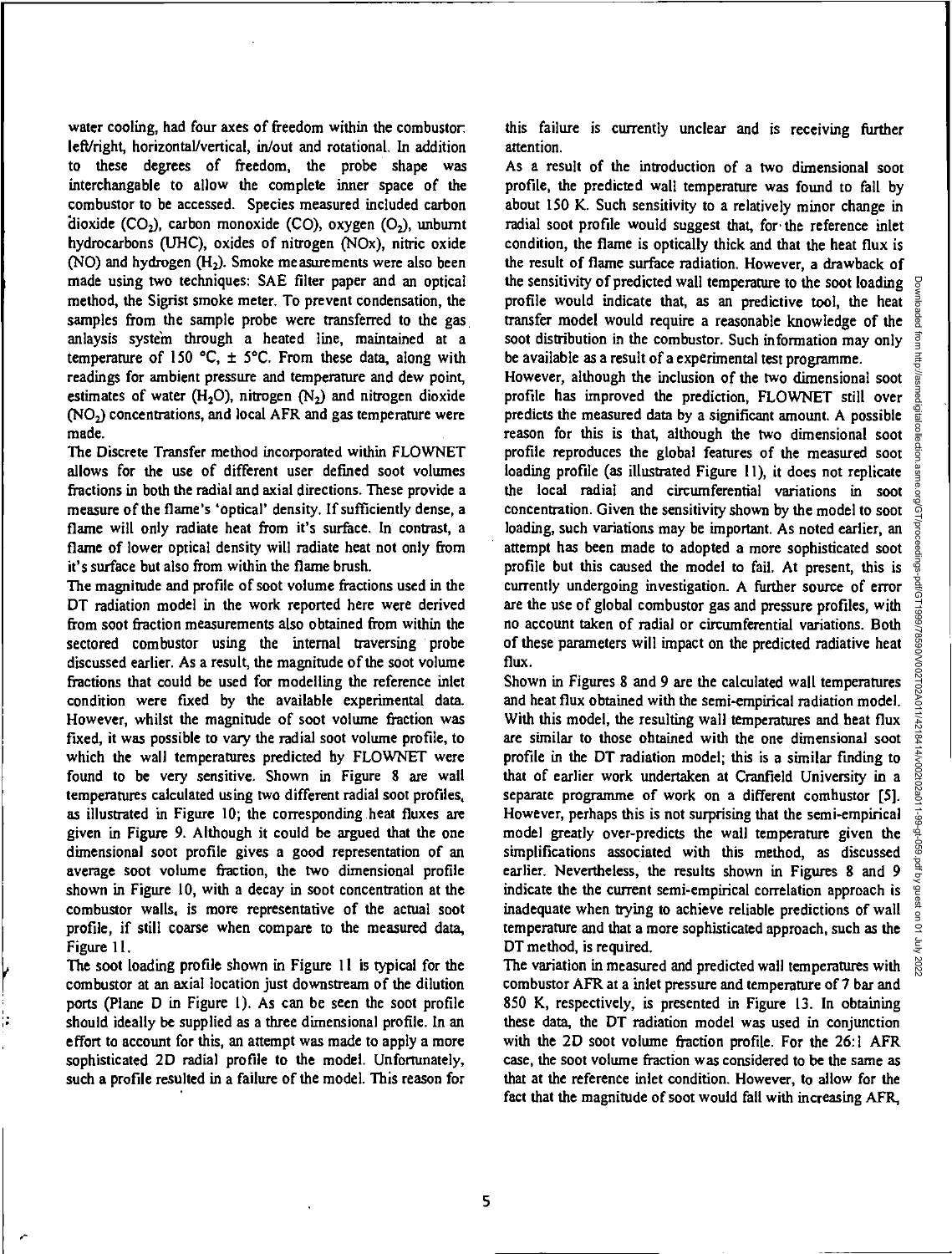water cooling, had four axes of freedom within the combustor: left/right, horizontal/vertical, in/out and rotational. In addition to these degrees of freedom, the probe shape was interchangable to allow the complete inner space of the combustor to be accessed. Species measured included carbon dioxide ($CO_2$), carbon monoxide (CO), oxygen ($O_2$), unburnt hydrocarbons (UHC), oxides of nitrogen (NOx), nitric oxide (NO) and hydrogen ($H_2$). Smoke measurements were also been made using two techniques: SAE filter paper and an optical method, the Sigrist smoke meter. To prevent condensation, the samples from the sample probe were transferred to the gas anlaysis system through a heated line, maintained at a temperature of 150 °C, ± 5°C. From these data, along with readings for ambient pressure and temperature and dew point, estimates of water ($H_2O$), nitrogen ($N_2$) and nitrogen dioxide ($NO_2$) concentrations, and local AFR and gas temperature were made.

The Discrete Transfer method incorporated within FLOWNET allows for the use of different user defined soot volumes fractions in both the radial and axial directions. These provide a measure of the flame's 'optical' density. If sufficiently dense, a flame will only radiate heat from it's surface. In contrast, a flame of lower optical density will radiate heat not only from it's surface but also from within the flame brush.

The magnitude and profile of soot volume fractions used in the DT radiation model in the work reported here were derived from soot fraction measurements also obtained from within the sectored combustor using the internal traversing probe discussed earlier. As a result, the magnitude of the soot volume fractions that could be used for modelling the reference inlet condition were fixed by the available experimental data. However, whilst the magnitude of soot volume fraction was fixed, it was possible to vary the radial soot volume profile, to which the wall temperatures predicted by FLOWNET were found to be very sensitive. Shown in Figure 8 are wall temperatures calculated using two different radial soot profiles, as illustrated in Figure 10; the corresponding heat fluxes are given in Figure 9. Although it could be argued that the one dimensional soot profile gives a good representation of an average soot volume fraction, the two dimensional profile shown in Figure 10, with a decay in soot concentration at the combustor walls, is more representative of the actual soot profile, if still coarse when compare to the measured data, Figure 11.

The soot loading profile shown in Figure 11 is typical for the combustor at an axial location just downstream of the dilution ports (Plane D in Figure 1). As can be seen the soot profile should ideally be supplied as a three dimensional profile. In an effort to account for this, an attempt was made to apply a more sophisticated 2D radial profile to the model. Unfortunately, such a profile resulted in a failure of the model. This reason for this failure is currently unclear and is receiving further attention.

As a result of the introduction of a two dimensional soot profile, the predicted wall temperature was found to fall by about 150 K. Such sensitivity to a relatively minor change in radial soot profile would suggest that, for the reference inlet condition, the flame is optically thick and that the heat flux is the result of flame surface radiation. However, a drawback of the sensitivity of predicted wall temperature to the soot loading profile would indicate that, as an predictive tool, the heat transfer model would require a reasonable knowledge of the soot distribution in the combustor. Such information may only be available as a result of a experimental test programme.

However, although the inclusion of the two dimensional soot profile has improved the prediction, FLOWNET still over predicts the measured data by a significant amount. A possible reason for this is that, although the two dimensional soot profile reproduces the global features of the measured soot loading profile (as illustrated Figure 11), it does not replicate the local radial and circumferential variations in soot concentration. Given the sensitivity shown by the model to soot loading, such variations may be important. As noted earlier, an attempt has been made to adopted a more sophisticated soot profile but this caused the model to fail. At present, this is currently undergoing investigation. A further source of error are the use of global combustor gas and pressure profiles, with no account taken of radial or circumferential variations. Both of these parameters will impact on the predicted radiative heat flux.

Shown in Figures 8 and 9 are the calculated wall temperatures and heat flux obtained with the semi-empirical radiation model. With this model, the resulting wall temperatures and heat flux are similar to those obtained with the one dimensional soot profile in the DT radiation model; this is a similar finding to that of earlier work undertaken at Cranfield University in a separate programme of work on a different combustor [5]. However, perhaps this is not surprising that the semi-empirical model greatly over-predicts the wall temperature given the simplifications associated with this method, as discussed earlier. Nevertheless, the results shown in Figures 8 and 9 indicate the the current semi-empirical correlation approach is inadequate when trying to achieve reliable predictions of wall temperature and that a more sophisticated approach, such as the DT method, is required.

The variation in measured and predicted wall temperatures with combustor AFR at a inlet pressure and temperature of 7 bar and 850 K, respectively, is presented in Figure 13. In obtaining these data, the DT radiation model was used in conjunction with the 2D soot volume fraction profile. For the 26:1 AFR case, the soot volume fraction was considered to be the same as that at the reference inlet condition. However, to allow for the fact that the magnitude of soot would fall with increasing AFR,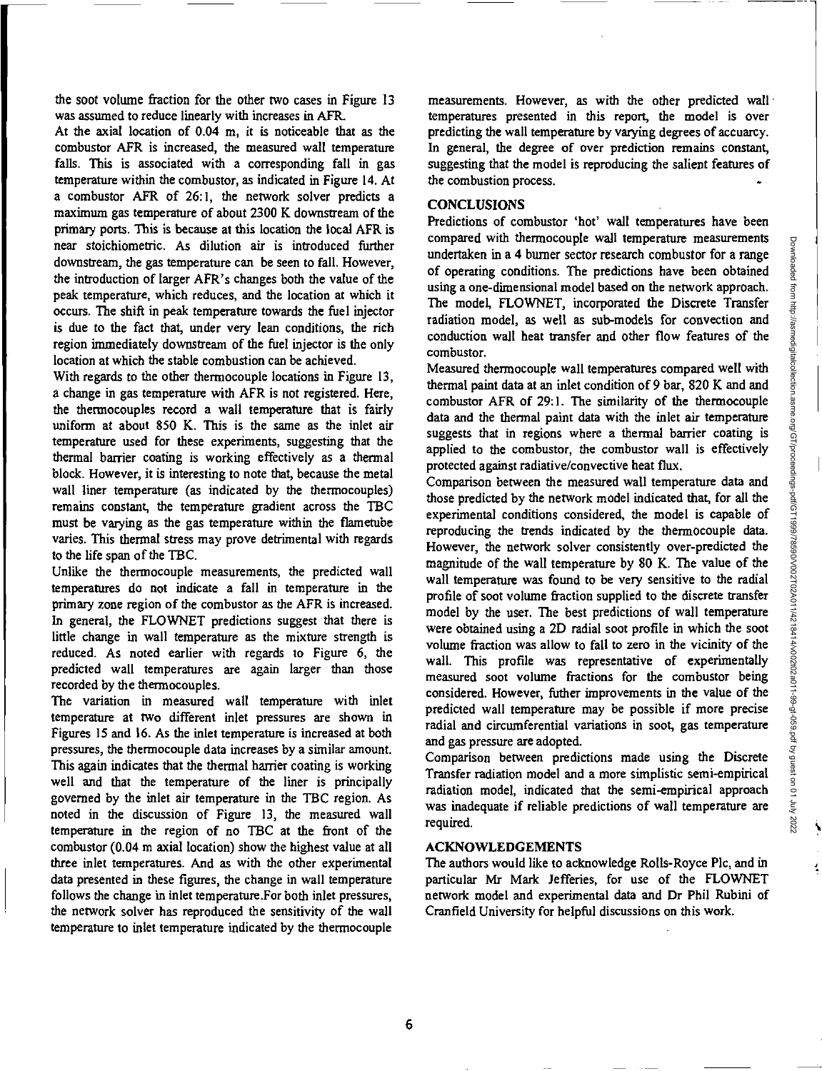the soot volume fraction for the other two cases in Figure 13 was assumed to reduce linearly with increases in AFR.

At the axial location of 0.04 m, it is noticeable that as the combustor AFR is increased, the measured wall temperature falls. This is associated with a corresponding fall in gas temperature within the combustor, as indicated in Figure 14. At a combustor AFR of 26:1, the network solver predicts a maximum gas temperature of about 2300 K downstream of the primary ports. This is because at this location the local AFR is near stoichiometric. As dilution air is introduced further downstream, the gas temperature can be seen to fall. However, the introduction of larger AFR's changes both the value of the peak temperature, which reduces, and the location at which it occurs. The shift in peak temperature towards the fuel injector is due to the fact that, under very lean conditions, the rich region immediately downstream of the fuel injector is the only location at which the stable combustion can be achieved.

With regards to the other thermocouple locations in Figure 13, a change in gas temperature with AFR is not registered. Here, the thermocouples record a wall temperature that is fairly uniform at about 850 K. This is the same as the inlet air temperature used for these experiments, suggesting that the thermal barrier coating is working effectively as a thermal block. However, it is interesting to note that, because the metal wall liner temperature (as indicated by the thermocouples) remains constant, the temperature gradient across the TBC must be varying as the gas temperature within the flametube varies. This thermal stress may prove detrimental with regards to the life span of the TBC.

Unlike the thermocouple measurements, the predicted wall temperatures do not indicate a fall in temperature in the primary zone region of the combustor as the AFR is increased. In general, the FLOWNET predictions suggest that there is little change in wall temperature as the mixture strength is reduced. As noted earlier with regards to Figure 6, the predicted wall temperatures are again larger than those recorded by the thermocouples.

The variation in measured wall temperature with inlet temperature at two different inlet pressures are shown in Figures 15 and 16. As the inlet temperature is increased at both pressures, the thermocouple data increases by a similar amount. This again indicates that the thermal harrier coating is working well and that the temperature of the liner is principally governed by the inlet air temperature in the TBC region. As noted in the discussion of Figure 13, the measured wall temperature in the region of no TBC at the front of the combustor (0.04 m axial location) show the highest value at all three inlet temperatures. And as with the other experimental data presented in these figures, the change in wall temperature follows the change in inlet temperature.For both inlet pressures, the network solver has reproduced the sensitivity of the wall temperature to inlet temperature indicated by the thermocouple measurements. However, as with the other predicted wall temperatures presented in this report, the model is over predicting the wall temperature by varying degrees of accuarcy. In general, the degree of over prediction remains constant, suggesting that the model is reproducing the salient features of the combustion process.

## CONCLUSIONS

Predictions of combustor 'hot' wall temperatures have been compared with thermocouple wall temperature measurements undertaken in a 4 burner sector research combustor for a range of operating conditions. The predictions have been obtained using a one-dimensional model based on the network approach. The model, FLOWNET, incorporated the Discrete Transfer radiation model, as well as sub-models for convection and conduction wall heat transfer and other flow features of the combustor.

Measured thermocouple wall temperatures compared well with thermal paint data at an inlet condition of 9 bar, 820 K and and combustor AFR of 29:1. The similarity of the thermocouple data and the thermal paint data with the inlet air temperature suggests that in regions where a thermal barrier coating is applied to the combustor, the combustor wall is effectively protected against radiative/convective heat flux.

Comparison between the measured wall temperature data and those predicted by the network model indicated that, for all the experimental conditions considered, the model is capable of reproducing the trends indicated by the thermocouple data. However, the network solver consistently over-predicted the magnitude of the wall temperature by 80 K. The value of the wall temperature was found to be very sensitive to the radial profile of soot volume fraction supplied to the discrete transfer model by the user. The best predictions of wall temperature were obtained using a 2D radial soot profile in which the soot volume fraction was allow to fall to zero in the vicinity of the wall. This profile was representative of experimentally measured soot volume fractions for the combustor being considered. However, futher improvements in the value of the predicted wall temperature may be possible if more precise radial and circumferential variations in soot, gas temperature and gas pressure are adopted.

Comparison between predictions made using the Discrete Transfer radiation model and a more simplistic semi-empirical radiation model, indicated that the semi-empirical approach was inadequate if reliable predictions of wall temperature are required.

## ACKNOWLEDGEMENTS

The authors would like to acknowledge Rolls-Royce Plc, and in particular Mr Mark Jefferies, for use of the FLOWNET network model and experimental data and Dr Phil Rubini of Cranfield University for helpful discussions on this work.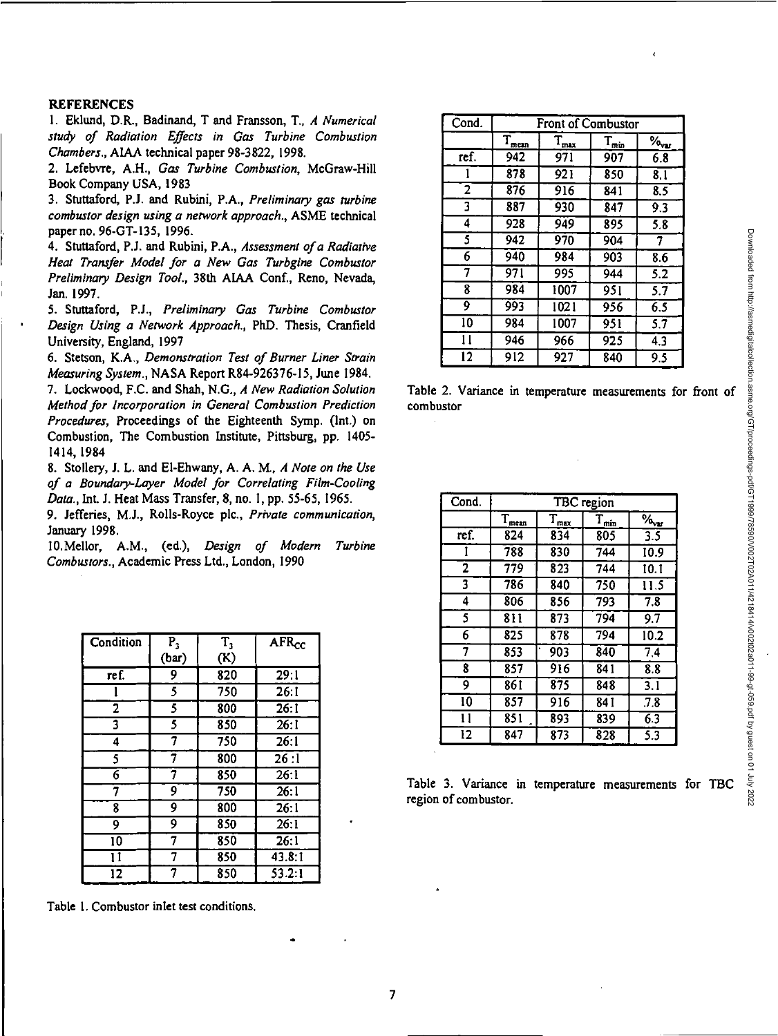## REFERENCES

1. Eklund, D.R., Badinand, T and Fransson, T., *A Numerical study of Radiation Effects in Gas Turbine Combustion Chambers*., AIAA technical paper 98-3822, 1998.
2. Lefebvre, A.H., *Gas Turbine Combustion*, McGraw-Hill Book Company USA, 1983
3. Stuttaford, P.J. and Rubini, P.A., *Preliminary gas turbine combustor design using a network approach*., ASME technical paper no. 96-GT-135, 1996.
4. Stuttaford, P.J. and Rubini, P.A., *Assessment of a Radiative Heat Transfer Model for a New Gas Turbgine Combustor Preliminary Design Tool*., 38th AIAA Conf., Reno, Nevada, Jan. 1997.
5. Stuttaford, P.J., *Preliminary Gas Turbine Combustor Design Using a Network Approach*., PhD. Thesis, Cranfield University, England, 1997
6. Stetson, K.A., *Demonstration Test of Burner Liner Strain Measuring System*., NASA Report R84-926376-15, June 1984.
7. Lockwood, F.C. and Shah, N.G., *A New Radiation Solution Method for Incorporation in General Combustion Prediction Procedures*, Proceedings of the Eighteenth Symp. (Int.) on Combustion, The Combustion Institute, Pittsburg, pp. 1405-1414, 1984
8. Stollery, J. L. and El-Ehwany, A. A. M., *A Note on the Use of a Boundary-Layer Model for Correlating Film-Cooling Data*., Int. J. Heat Mass Transfer, 8, no. 1, pp. 55-65, 1965.
9. Jefferies, M.J., Rolls-Royce plc., *Private communication*, January 1998.
10. Mellor, A.M., (ed.), *Design of Modern Turbine Combustors*., Academic Press Ltd., London, 1990

| Condition | $P_3$ (bar) | $T_3$ (K) | $AFR_{CC}$ |
|---|---|---|---|
| ref. | 9 | 820 | 29:1 |
| 1 | 5 | 750 | 26:1 |
| 2 | 5 | 800 | 26:1 |
| 3 | 5 | 850 | 26:1 |
| 4 | 7 | 750 | 26:1 |
| 5 | 7 | 800 | 26 :1 |
| 6 | 7 | 850 | 26:1 |
| 7 | 9 | 750 | 26:1 |
| 8 | 9 | 800 | 26:1 |
| 9 | 9 | 850 | 26:1 |
| 10 | 7 | 850 | 26:1 |
| 11 | 7 | 850 | 43.8:1 |
| 12 | 7 | 850 | 53.2:1 |

Table 1. Combustor inlet test conditions.

| Cond. | Front of Combustor | | | |
|---|---|---|---|---|
| | $T_{mean}$ | $T_{max}$ | $T_{min}$ | $\%_{var}$ |
| ref. | 942 | 971 | 907 | 6.8 |
| 1 | 878 | 921 | 850 | 8.1 |
| 2 | 876 | 916 | 841 | 8.5 |
| 3 | 887 | 930 | 847 | 9.3 |
| 4 | 928 | 949 | 895 | 5.8 |
| 5 | 942 | 970 | 904 | 7 |
| 6 | 940 | 984 | 903 | 8.6 |
| 7 | 971 | 995 | 944 | 5.2 |
| 8 | 984 | 1007 | 951 | 5.7 |
| 9 | 993 | 1021 | 956 | 6.5 |
| 10 | 984 | 1007 | 951 | 5.7 |
| 11 | 946 | 966 | 925 | 4.3 |
| 12 | 912 | 927 | 840 | 9.5 |

Table 2. Variance in temperature measurements for front of combustor

| Cond. | TBC region | | | |
|---|---|---|---|---|
| | $T_{mean}$ | $T_{max}$ | $T_{min}$ | $\%_{var}$ |
| ref. | 824 | 834 | 805 | 3.5 |
| 1 | 788 | 830 | 744 | 10.9 |
| 2 | 779 | 823 | 744 | 10.1 |
| 3 | 786 | 840 | 750 | 11.5 |
| 4 | 806 | 856 | 793 | 7.8 |
| 5 | 811 | 873 | 794 | 9.7 |
| 6 | 825 | 878 | 794 | 10.2 |
| 7 | 853 | 903 | 840 | 7.4 |
| 8 | 857 | 916 | 841 | 8.8 |
| 9 | 861 | 875 | 848 | 3.1 |
| 10 | 857 | 916 | 841 | 7.8 |
| 11 | 851 | 893 | 839 | 6.3 |
| 12 | 847 | 873 | 828 | 5.3 |

Table 3. Variance in temperature measurements for TBC region of combustor.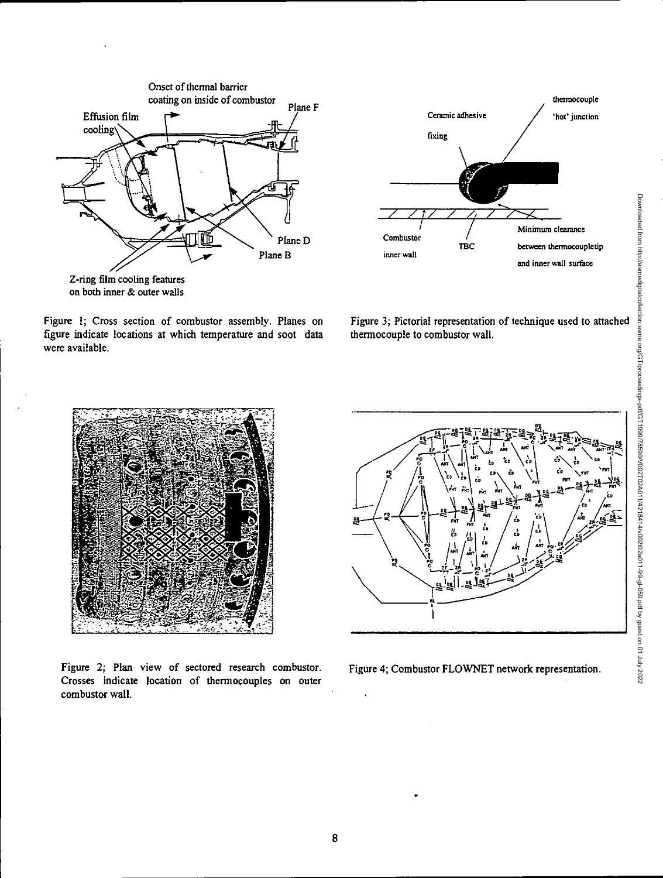Figure 1; Cross section of combustor assembly. Planes on figure indicate locations at which temperature and soot data were available.

Figure 3; Pictorial representation of technique used to attached thermocouple to combustor wall.

Figure 2; Plan view of sectored research combustor. Crosses indicate location of thermocouples on outer combustor wall.

Figure 4; Combustor FLOWNET network representation.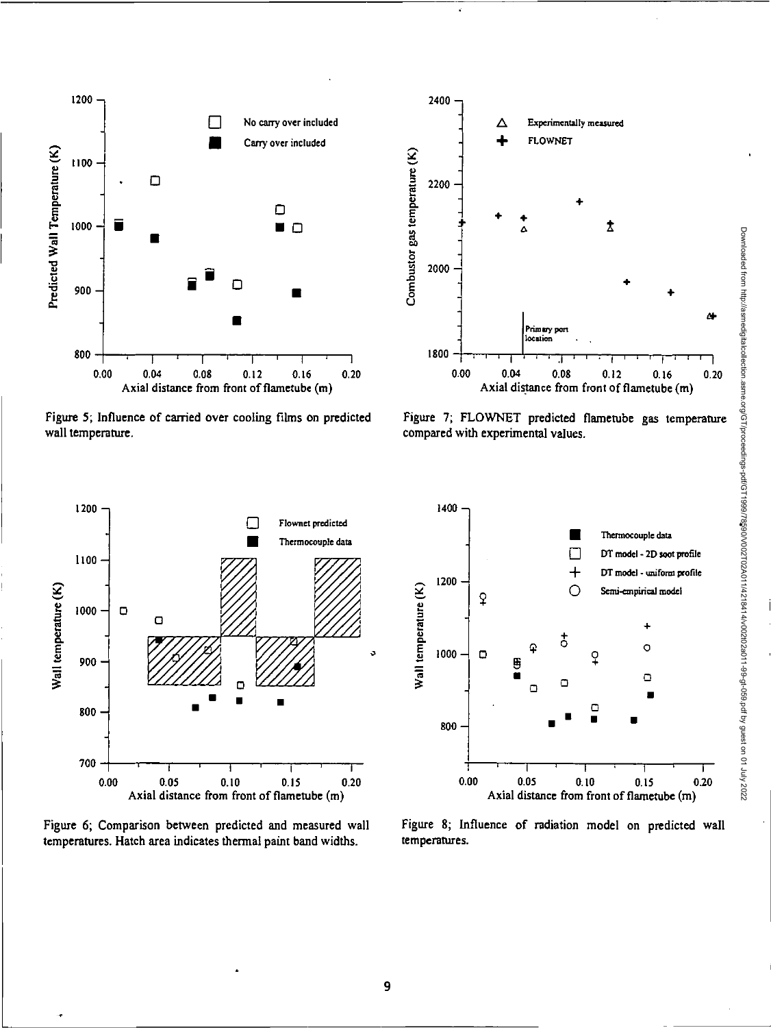Figure 5; Influence of carried over cooling films on predicted wall temperature.

Figure 7; FLOWNET predicted flametube gas temperature compared with experimental values.

Figure 6; Comparison between predicted and measured wall temperatures. Hatch area indicates thermal paint band widths.

Figure 8; Influence of radiation model on predicted wall temperatures.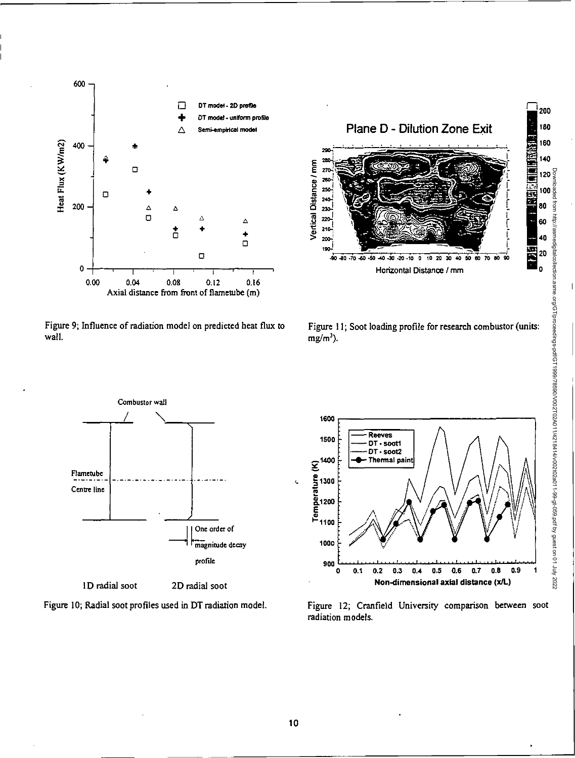Figure 9; Influence of radiation model on predicted heat flux to wall.

Figure 11; Soot loading profile for research combustor (units: mg/m$^3$).

Figure 10; Radial soot profiles used in DT radiation model.

Figure 12; Cranfield University comparison between soot radiation models.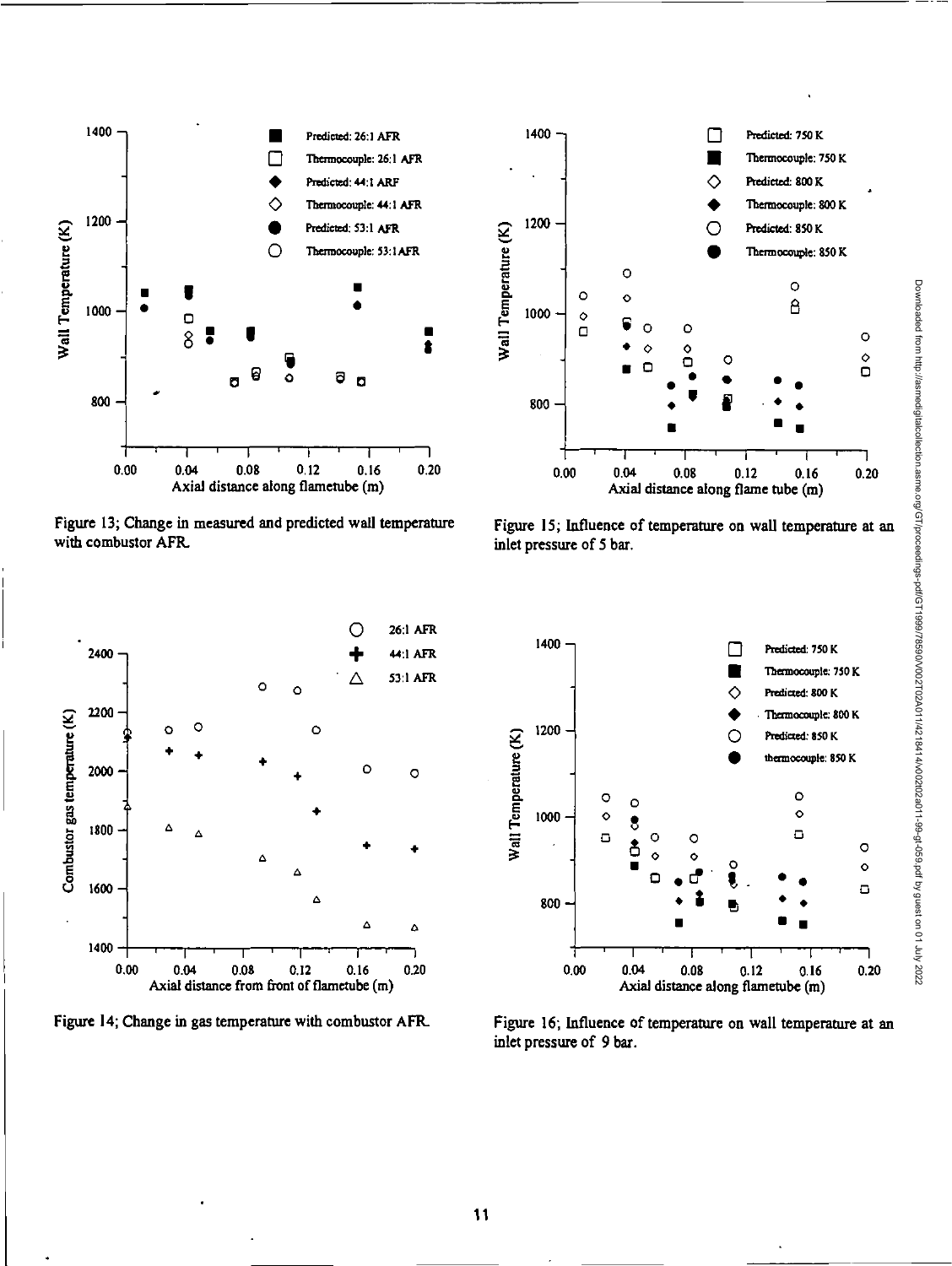1400
1200
1000
800
Wall Temperature (K)
0.00 0.04 0.08 0.12 0.16 0.20
Axial distance along flametube (m)
Predicted: 26:1 AFR
Thermocouple: 26:1 AFR
Predicted: 44:1 ARF
Thermocouple: 44:1 AFR
Predicted: 53:1 AFR
Thermocouple: 53:1AFR

Figure 13; Change in measured and predicted wall temperature with combustor AFR.

1400
1200
1000
800
Wall Temperature (K)
0.00 0.04 0.08 0.12 0.16 0.20
Axial distance along flame tube (m)
Predicted: 750 K
Thermocouple: 750 K
Predicted: 800 K
Thermocouple: 800 K
Predicted: 850 K
Thermocouple: 850 K

Figure 15; Influence of temperature on wall temperature at an inlet pressure of 5 bar.

2400
2200
2000
1800
1600
1400
Combustor gas temperature (K)
0.00 0.04 0.08 0.12 0.16 0.20
Axial distance from front of flametube (m)
26:1 AFR
44:1 AFR
53:1 AFR

Figure 14; Change in gas temperature with combustor AFR.

1400
1200
1000
800
Wall Temperature (K)
0.00 0.04 0.08 0.12 0.16 0.20
Axial distance along flametube (m)
Predicted: 750 K
Thermocouple: 750 K
Predicted: 800 K
Thermocouple: 800 K
Predicted: 850 K
thermocouple: 850 K

Figure 16; Influence of temperature on wall temperature at an inlet pressure of 9 bar.